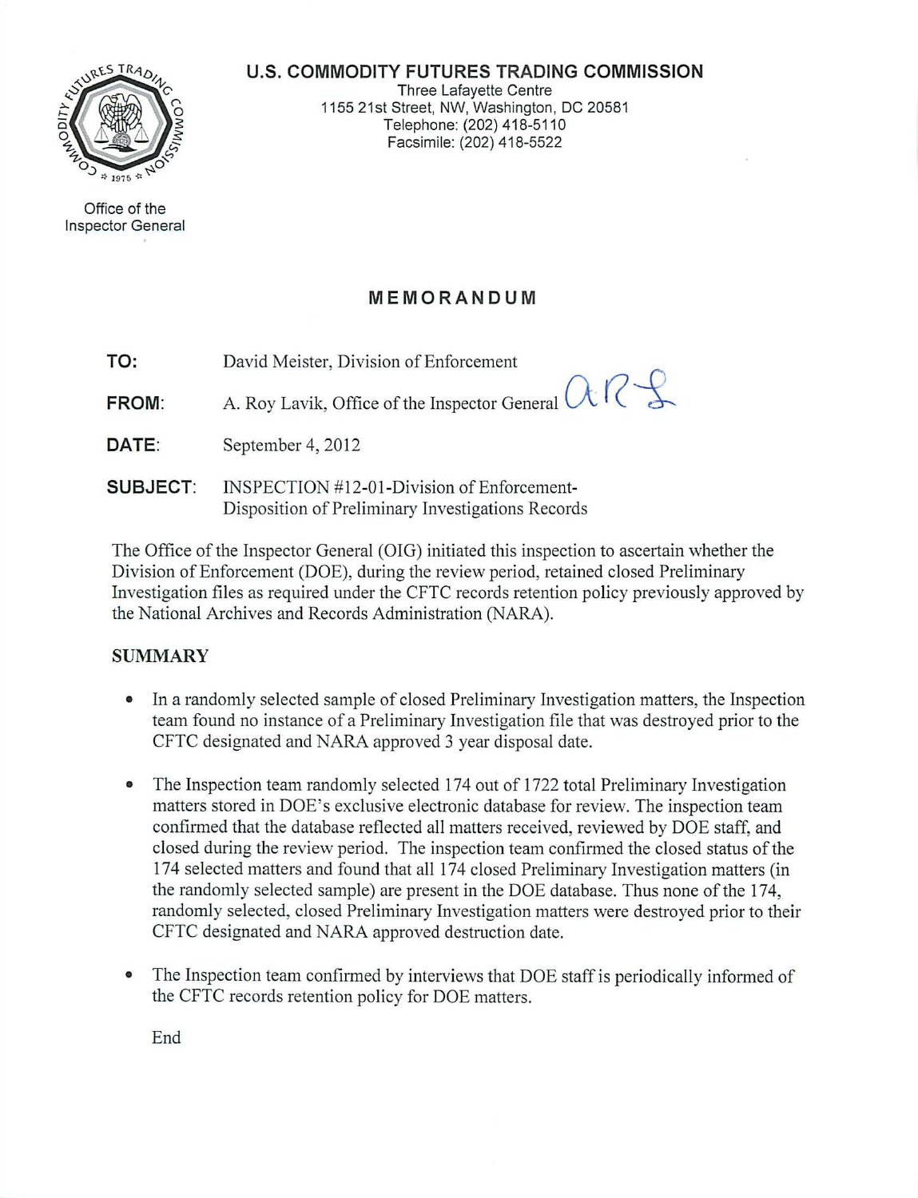**U.S. COMMODITY FUTURES TRADING COMMISSION**
Three Lafayette Centre
1155 21st Street, NW, Washington, DC 20581
Telephone: (202) 418-5110
Facsimile: (202) 418-5522

Office of the
Inspector General

## MEMORANDUM

**TO:** David Meister, Division of Enforcement

**FROM:** A. Roy Lavik, Office of the Inspector General

**DATE:** September 4, 2012

**SUBJECT:** INSPECTION #12-01-Division of Enforcement-Disposition of Preliminary Investigations Records

The Office of the Inspector General (OIG) initiated this inspection to ascertain whether the Division of Enforcement (DOE), during the review period, retained closed Preliminary Investigation files as required under the CFTC records retention policy previously approved by the National Archives and Records Administration (NARA).

### SUMMARY

- In a randomly selected sample of closed Preliminary Investigation matters, the Inspection team found no instance of a Preliminary Investigation file that was destroyed prior to the CFTC designated and NARA approved 3 year disposal date.
- The Inspection team randomly selected 174 out of 1722 total Preliminary Investigation matters stored in DOE's exclusive electronic database for review. The inspection team confirmed that the database reflected all matters received, reviewed by DOE staff, and closed during the review period. The inspection team confirmed the closed status of the 174 selected matters and found that all 174 closed Preliminary Investigation matters (in the randomly selected sample) are present in the DOE database. Thus none of the 174, randomly selected, closed Preliminary Investigation matters were destroyed prior to their CFTC designated and NARA approved destruction date.
- The Inspection team confirmed by interviews that DOE staff is periodically informed of the CFTC records retention policy for DOE matters.

End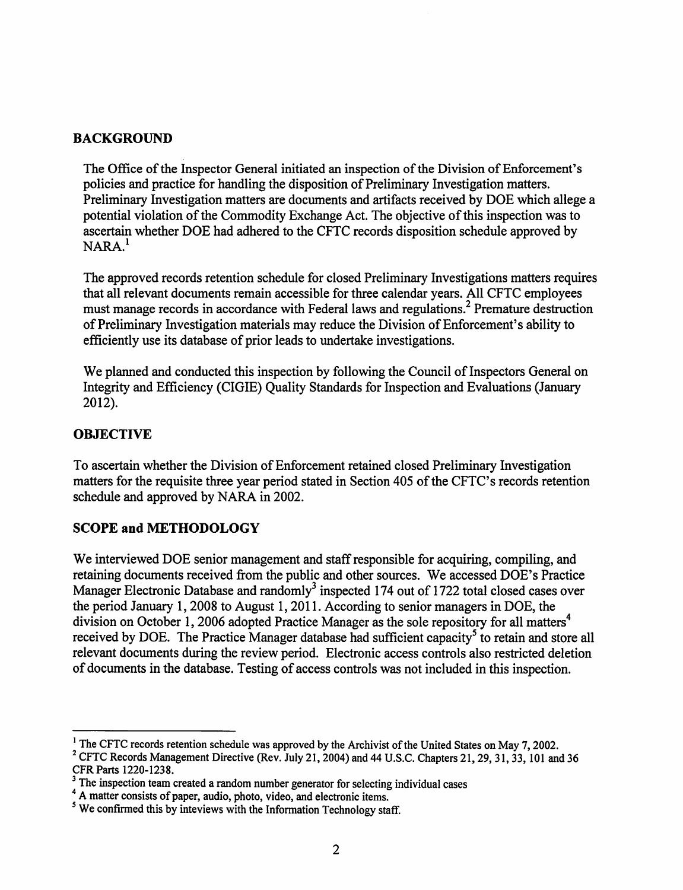## BACKGROUND

The Office of the Inspector General initiated an inspection of the Division of Enforcement's policies and practice for handling the disposition of Preliminary Investigation matters. Preliminary Investigation matters are documents and artifacts received by DOE which allege a potential violation of the Commodity Exchange Act. The objective of this inspection was to ascertain whether DOE had adhered to the CFTC records disposition schedule approved by NARA.[1]

The approved records retention schedule for closed Preliminary Investigations matters requires that all relevant documents remain accessible for three calendar years. All CFTC employees must manage records in accordance with Federal laws and regulations.[2] Premature destruction of Preliminary Investigation materials may reduce the Division of Enforcement's ability to efficiently use its database of prior leads to undertake investigations.

We planned and conducted this inspection by following the Council of Inspectors General on Integrity and Efficiency (CIGIE) Quality Standards for Inspection and Evaluations (January 2012).

## OBJECTIVE

To ascertain whether the Division of Enforcement retained closed Preliminary Investigation matters for the requisite three year period stated in Section 405 of the CFTC's records retention schedule and approved by NARA in 2002.

## SCOPE and METHODOLOGY

We interviewed DOE senior management and staff responsible for acquiring, compiling, and retaining documents received from the public and other sources. We accessed DOE's Practice Manager Electronic Database and randomly[3] inspected 174 out of 1722 total closed cases over the period January 1, 2008 to August 1, 2011. According to senior managers in DOE, the division on October 1, 2006 adopted Practice Manager as the sole repository for all matters[4] received by DOE. The Practice Manager database had sufficient capacity[5] to retain and store all relevant documents during the review period. Electronic access controls also restricted deletion of documents in the database. Testing of access controls was not included in this inspection.

---

[1] The CFTC records retention schedule was approved by the Archivist of the United States on May 7, 2002.

[2] CFTC Records Management Directive (Rev. July 21, 2004) and 44 U.S.C. Chapters 21, 29, 31, 33, 101 and 36 CFR Parts 1220-1238.

[3] The inspection team created a random number generator for selecting individual cases

[4] A matter consists of paper, audio, photo, video, and electronic items.

[5] We confirmed this by inteviews with the Information Technology staff.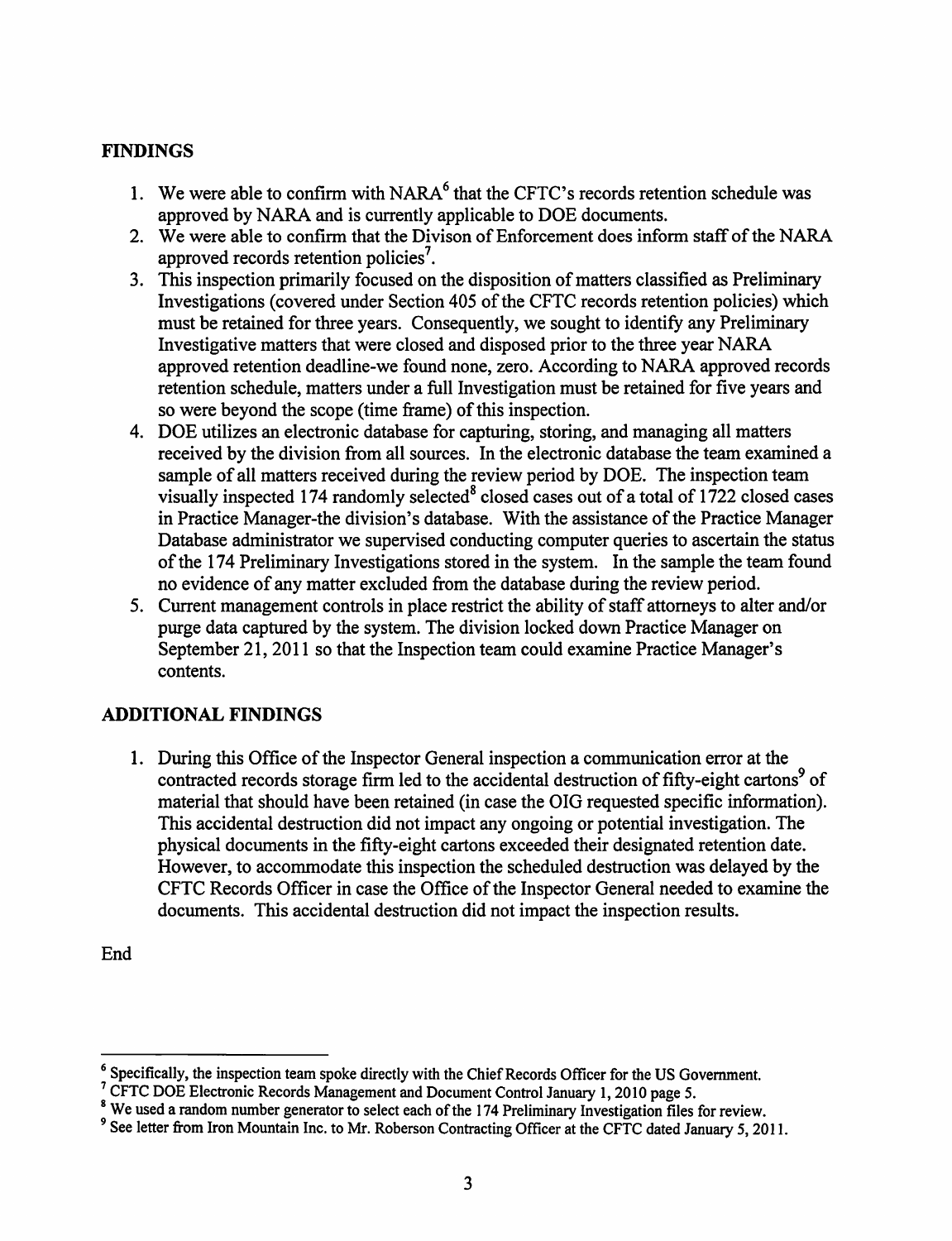## FINDINGS

1. We were able to confirm with NARA[6] that the CFTC's records retention schedule was approved by NARA and is currently applicable to DOE documents.
2. We were able to confirm that the Divison of Enforcement does inform staff of the NARA approved records retention policies[7].
3. This inspection primarily focused on the disposition of matters classified as Preliminary Investigations (covered under Section 405 of the CFTC records retention policies) which must be retained for three years. Consequently, we sought to identify any Preliminary Investigative matters that were closed and disposed prior to the three year NARA approved retention deadline-we found none, zero. According to NARA approved records retention schedule, matters under a full Investigation must be retained for five years and so were beyond the scope (time frame) of this inspection.
4. DOE utilizes an electronic database for capturing, storing, and managing all matters received by the division from all sources. In the electronic database the team examined a sample of all matters received during the review period by DOE. The inspection team visually inspected 174 randomly selected[8] closed cases out of a total of 1722 closed cases in Practice Manager-the division's database. With the assistance of the Practice Manager Database administrator we supervised conducting computer queries to ascertain the status of the 174 Preliminary Investigations stored in the system. In the sample the team found no evidence of any matter excluded from the database during the review period.
5. Current management controls in place restrict the ability of staff attorneys to alter and/or purge data captured by the system. The division locked down Practice Manager on September 21, 2011 so that the Inspection team could examine Practice Manager's contents.

## ADDITIONAL FINDINGS

1. During this Office of the Inspector General inspection a communication error at the contracted records storage firm led to the accidental destruction of fifty-eight cartons[9] of material that should have been retained (in case the OIG requested specific information). This accidental destruction did not impact any ongoing or potential investigation. The physical documents in the fifty-eight cartons exceeded their designated retention date. However, to accommodate this inspection the scheduled destruction was delayed by the CFTC Records Officer in case the Office of the Inspector General needed to examine the documents. This accidental destruction did not impact the inspection results.

End

---

[6] Specifically, the inspection team spoke directly with the Chief Records Officer for the US Government.

[7] CFTC DOE Electronic Records Management and Document Control January 1, 2010 page 5.

[8] We used a random number generator to select each of the 174 Preliminary Investigation files for review.

[9] See letter from Iron Mountain Inc. to Mr. Roberson Contracting Officer at the CFTC dated January 5, 2011.